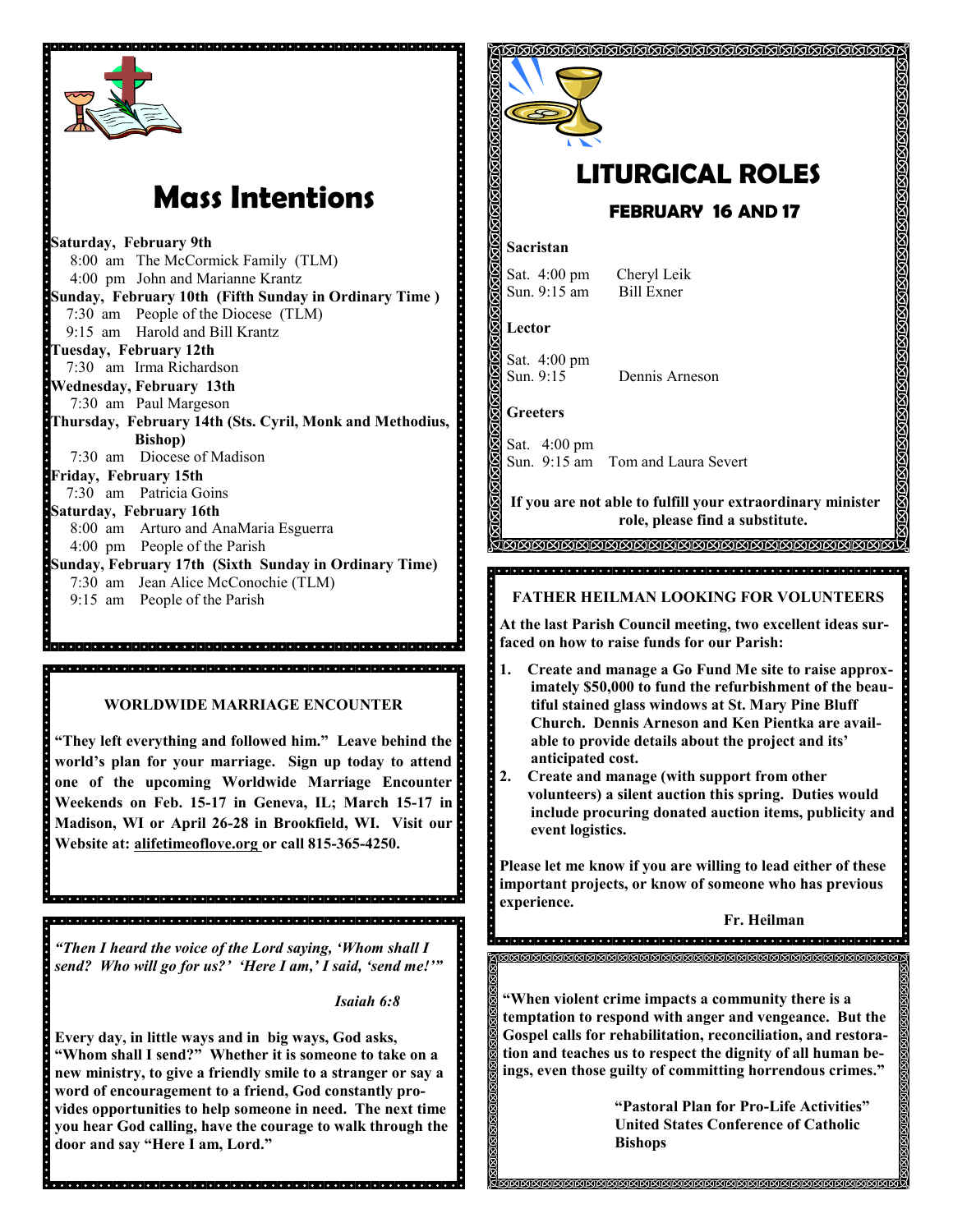# Mass Intentions

**Saturday, February 9th**
8:00 am The McCormick Family (TLM)
4:00 pm John and Marianne Krantz

**Sunday, February 10th (Fifth Sunday in Ordinary Time )**
7:30 am People of the Diocese (TLM)
9:15 am Harold and Bill Krantz

**Tuesday, February 12th**
7:30 am Irma Richardson

**Wednesday, February 13th**
7:30 am Paul Margeson

**Thursday, February 14th (Sts. Cyril, Monk and Methodius, Bishop)**
7:30 am Diocese of Madison

**Friday, February 15th**
7:30 am Patricia Goins

**Saturday, February 16th**
8:00 am Arturo and AnaMaria Esguerra
4:00 pm People of the Parish

**Sunday, February 17th (Sixth Sunday in Ordinary Time)**
7:30 am Jean Alice McConochie (TLM)
9:15 am People of the Parish

## WORLDWIDE MARRIAGE ENCOUNTER

**"They left everything and followed him." Leave behind the world's plan for your marriage. Sign up today to attend one of the upcoming Worldwide Marriage Encounter Weekends on Feb. 15-17 in Geneva, IL; March 15-17 in Madison, WI or April 26-28 in Brookfield, WI. Visit our Website at: alifetimeoflove.org or call 815-365-4250.**

***"Then I heard the voice of the Lord saying, 'Whom shall I send? Who will go for us?' 'Here I am,' I said, 'send me!'"***

***Isaiah 6:8***

**Every day, in little ways and in big ways, God asks, "Whom shall I send?" Whether it is someone to take on a new ministry, to give a friendly smile to a stranger or say a word of encouragement to a friend, God constantly provides opportunities to help someone in need. The next time you hear God calling, have the courage to walk through the door and say "Here I am, Lord."**

# LITURGICAL ROLES

## FEBRUARY 16 AND 17

**Sacristan**

Sat. 4:00 pm Cheryl Leik
Sun. 9:15 am Bill Exner

**Lector**

Sat. 4:00 pm
Sun. 9:15 Dennis Arneson

**Greeters**

Sat. 4:00 pm
Sun. 9:15 am Tom and Laura Severt

**If you are not able to fulfill your extraordinary minister role, please find a substitute.**

## FATHER HEILMAN LOOKING FOR VOLUNTEERS

**At the last Parish Council meeting, two excellent ideas surfaced on how to raise funds for our Parish:**

1. **Create and manage a Go Fund Me site to raise approximately $50,000 to fund the refurbishment of the beautiful stained glass windows at St. Mary Pine Bluff Church. Dennis Arneson and Ken Pientka are available to provide details about the project and its' anticipated cost.**
2. **Create and manage (with support from other volunteers) a silent auction this spring. Duties would include procuring donated auction items, publicity and event logistics.**

**Please let me know if you are willing to lead either of these important projects, or know of someone who has previous experience.**

**Fr. Heilman**

**"When violent crime impacts a community there is a temptation to respond with anger and vengeance. But the Gospel calls for rehabilitation, reconciliation, and restoration and teaches us to respect the dignity of all human beings, even those guilty of committing horrendous crimes."**

**"Pastoral Plan for Pro-Life Activities"**
**United States Conference of Catholic Bishops**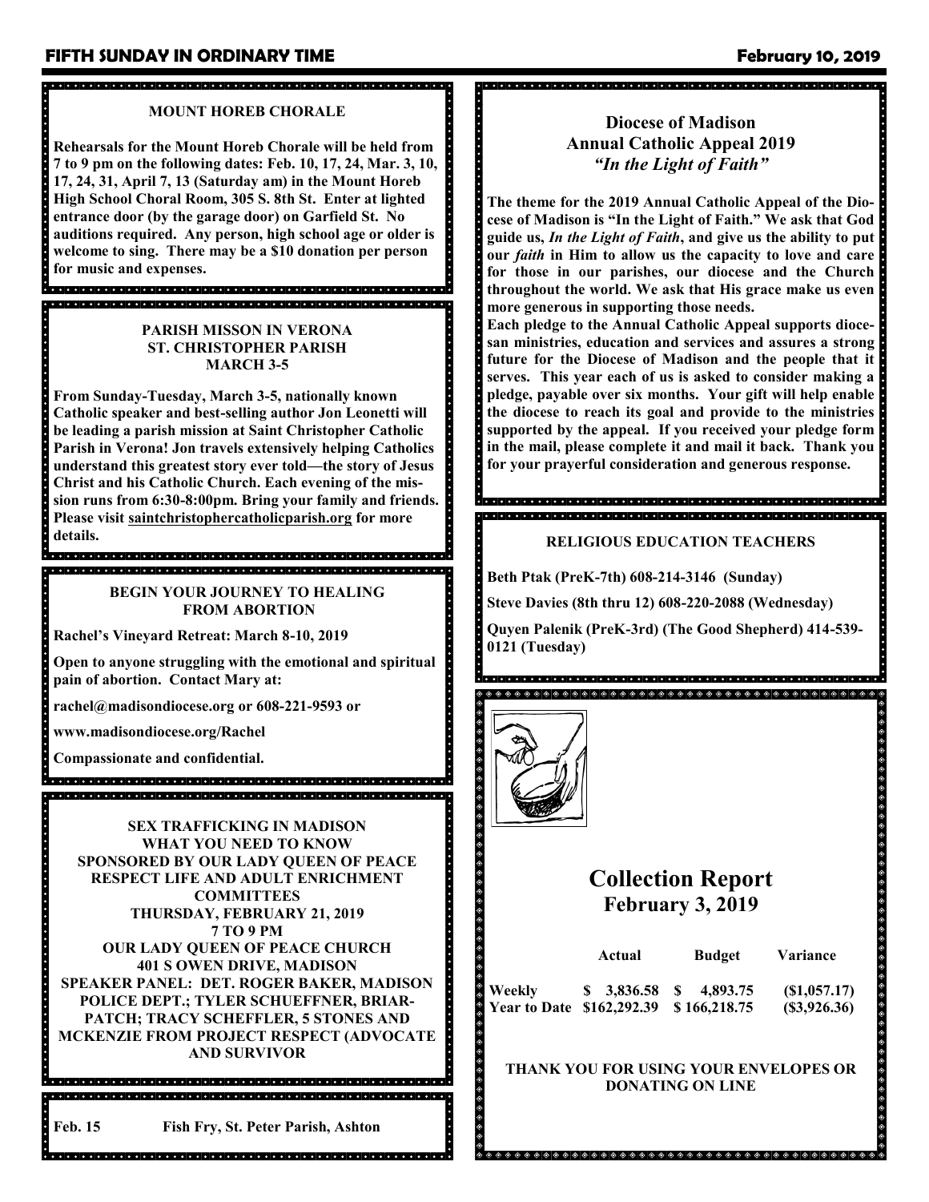**MOUNT HOREB CHORALE**

**Rehearsals for the Mount Horeb Chorale will be held from 7 to 9 pm on the following dates: Feb. 10, 17, 24, Mar. 3, 10, 17, 24, 31, April 7, 13 (Saturday am) in the Mount Horeb High School Choral Room, 305 S. 8th St. Enter at lighted entrance door (by the garage door) on Garfield St. No auditions required. Any person, high school age or older is welcome to sing. There may be a $10 donation per person for music and expenses.**

**PARISH MISSON IN VERONA**
**ST. CHRISTOPHER PARISH**
**MARCH 3-5**

**From Sunday-Tuesday, March 3-5, nationally known Catholic speaker and best-selling author Jon Leonetti will be leading a parish mission at Saint Christopher Catholic Parish in Verona! Jon travels extensively helping Catholics understand this greatest story ever told—the story of Jesus Christ and his Catholic Church. Each evening of the mission runs from 6:30-8:00pm. Bring your family and friends. Please visit saintchristophercatholicparish.org for more details.**

**BEGIN YOUR JOURNEY TO HEALING FROM ABORTION**

**Rachel's Vineyard Retreat: March 8-10, 2019**

**Open to anyone struggling with the emotional and spiritual pain of abortion. Contact Mary at:**

**rachel@madisondiocese.org or 608-221-9593 or**

**www.madisondiocese.org/Rachel**

**Compassionate and confidential.**

**SEX TRAFFICKING IN MADISON**
**WHAT YOU NEED TO KNOW**
**SPONSORED BY OUR LADY QUEEN OF PEACE RESPECT LIFE AND ADULT ENRICHMENT COMMITTEES**
**THURSDAY, FEBRUARY 21, 2019**
**7 TO 9 PM**
**OUR LADY QUEEN OF PEACE CHURCH**
**401 S OWEN DRIVE, MADISON**
**SPEAKER PANEL: DET. ROGER BAKER, MADISON POLICE DEPT.; TYLER SCHUEFFNER, BRIAR-PATCH; TRACY SCHEFFLER, 5 STONES AND MCKENZIE FROM PROJECT RESPECT (ADVOCATE AND SURVIVOR**

**Feb. 15 Fish Fry, St. Peter Parish, Ashton**

## Diocese of Madison
## Annual Catholic Appeal 2019
### *"In the Light of Faith"*

**The theme for the 2019 Annual Catholic Appeal of the Diocese of Madison is "In the Light of Faith." We ask that God guide us, *In the Light of Faith*, and give us the ability to put our *faith* in Him to allow us the capacity to love and care for those in our parishes, our diocese and the Church throughout the world. We ask that His grace make us even more generous in supporting those needs.**

**Each pledge to the Annual Catholic Appeal supports diocesan ministries, education and services and assures a strong future for the Diocese of Madison and the people that it serves. This year each of us is asked to consider making a pledge, payable over six months. Your gift will help enable the diocese to reach its goal and provide to the ministries supported by the appeal. If you received your pledge form in the mail, please complete it and mail it back. Thank you for your prayerful consideration and generous response.**

**RELIGIOUS EDUCATION TEACHERS**

**Beth Ptak (PreK-7th) 608-214-3146 (Sunday)**

**Steve Davies (8th thru 12) 608-220-2088 (Wednesday)**

**Quyen Palenik (PreK-3rd) (The Good Shepherd) 414-539-0121 (Tuesday)**

## Collection Report
### February 3, 2019

| | Actual | Budget | Variance |
|---|---|---|---|
| Weekly | $ 3,836.58 | $ 4,893.75 | ($1,057.17) |
| Year to Date | $162,292.39 | $ 166,218.75 | ($3,926.36) |

**THANK YOU FOR USING YOUR ENVELOPES OR DONATING ON LINE**